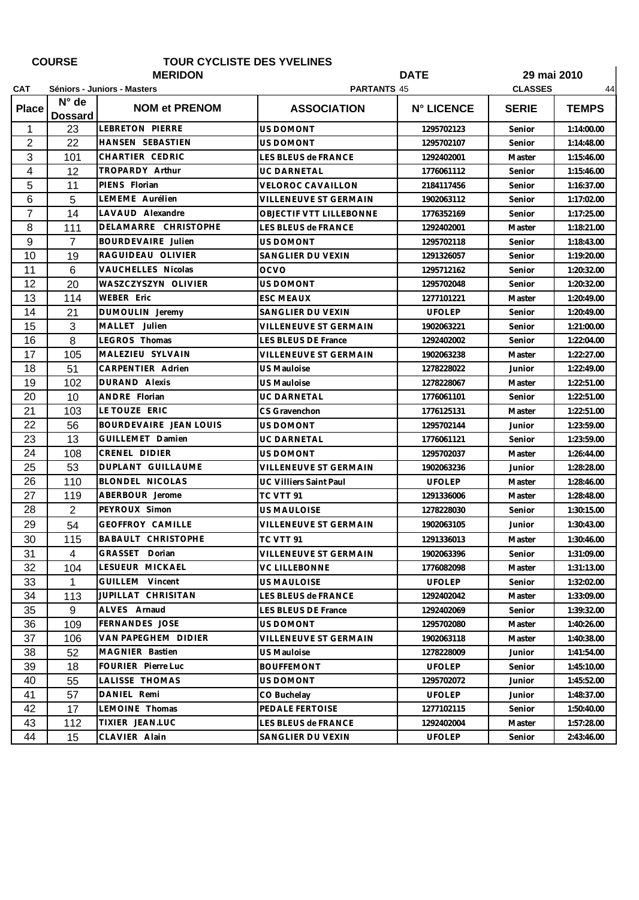**COURSE** **TOUR CYCLISTE DES YVELINES**

**MERIDON** **DATE** **29 mai 2010**

**CAT** **Séniors - Juniors - Masters** **PARTANTS** 45 **CLASSES** 44

| Place | N° de Dossard | NOM et PRENOM | ASSOCIATION | N° LICENCE | SERIE | TEMPS |
|---|---|---|---|---|---|---|
| 1 | 23 | LEBRETON PIERRE | US DOMONT | 1295702123 | Senior | 1:14:00.00 |
| 2 | 22 | HANSEN SEBASTIEN | US DOMONT | 1295702107 | Senior | 1:14:48.00 |
| 3 | 101 | CHARTIER CEDRIC | LES BLEUS de FRANCE | 1292402001 | Master | 1:15:46.00 |
| 4 | 12 | TROPARDY Arthur | UC DARNETAL | 1776061112 | Senior | 1:15:46.00 |
| 5 | 11 | PIENS Florian | VELOROC CAVAILLON | 2184117456 | Senior | 1:16:37.00 |
| 6 | 5 | LEMEME Aurélien | VILLENEUVE ST GERMAIN | 1902063112 | Senior | 1:17:02.00 |
| 7 | 14 | LAVAUD Alexandre | OBJECTIF VTT LILLEBONNE | 1776352169 | Senior | 1:17:25.00 |
| 8 | 111 | DELAMARRE CHRISTOPHE | LES BLEUS de FRANCE | 1292402001 | Master | 1:18:21.00 |
| 9 | 7 | BOURDEVAIRE Julien | US DOMONT | 1295702118 | Senior | 1:18:43.00 |
| 10 | 19 | RAGUIDEAU OLIVIER | SANGLIER DU VEXIN | 1291326057 | Senior | 1:19:20.00 |
| 11 | 6 | VAUCHELLES Nicolas | OCVO | 1295712162 | Senior | 1:20:32.00 |
| 12 | 20 | WASZCZYSZYN OLIVIER | US DOMONT | 1295702048 | Senior | 1:20:32.00 |
| 13 | 114 | WEBER Eric | ESC MEAUX | 1277101221 | Master | 1:20:49.00 |
| 14 | 21 | DUMOULIN Jeremy | SANGLIER DU VEXIN | UFOLEP | Senior | 1:20:49.00 |
| 15 | 3 | MALLET Julien | VILLENEUVE ST GERMAIN | 1902063221 | Senior | 1:21:00.00 |
| 16 | 8 | LEGROS Thomas | LES BLEUS DE France | 1292402002 | Senior | 1:22:04.00 |
| 17 | 105 | MALEZIEU SYLVAIN | VILLENEUVE ST GERMAIN | 1902063238 | Master | 1:22:27.00 |
| 18 | 51 | CARPENTIER Adrien | US Mauloise | 1278228022 | Junior | 1:22:49.00 |
| 19 | 102 | DURAND Alexis | US Mauloise | 1278228067 | Master | 1:22:51.00 |
| 20 | 10 | ANDRE Florian | UC DARNETAL | 1776061101 | Senior | 1:22:51.00 |
| 21 | 103 | LE TOUZE ERIC | CS Gravenchon | 1776125131 | Master | 1:22:51.00 |
| 22 | 56 | BOURDEVAIRE JEAN LOUIS | US DOMONT | 1295702144 | Junior | 1:23:59.00 |
| 23 | 13 | GUILLEMET Damien | UC DARNETAL | 1776061121 | Senior | 1:23:59.00 |
| 24 | 108 | CRENEL DIDIER | US DOMONT | 1295702037 | Master | 1:26:44.00 |
| 25 | 53 | DUPLANT GUILLAUME | VILLENEUVE ST GERMAIN | 1902063236 | Junior | 1:28:28.00 |
| 26 | 110 | BLONDEL NICOLAS | UC Villiers Saint Paul | UFOLEP | Master | 1:28:46.00 |
| 27 | 119 | ABERBOUR Jerome | TC VTT 91 | 1291336006 | Master | 1:28:48.00 |
| 28 | 2 | PEYROUX Simon | US MAULOISE | 1278228030 | Senior | 1:30:15.00 |
| 29 | 54 | GEOFFROY CAMILLE | VILLENEUVE ST GERMAIN | 1902063105 | Junior | 1:30:43.00 |
| 30 | 115 | BABAULT CHRISTOPHE | TC VTT 91 | 1291336013 | Master | 1:30:46.00 |
| 31 | 4 | GRASSET Dorian | VILLENEUVE ST GERMAIN | 1902063396 | Senior | 1:31:09.00 |
| 32 | 104 | LESUEUR MICKAEL | VC LILLEBONNE | 1776082098 | Master | 1:31:13.00 |
| 33 | 1 | GUILLEM Vincent | US MAULOISE | UFOLEP | Senior | 1:32:02.00 |
| 34 | 113 | JUPILLAT CHRISITAN | LES BLEUS de FRANCE | 1292402042 | Master | 1:33:09.00 |
| 35 | 9 | ALVES Arnaud | LES BLEUS DE France | 1292402069 | Senior | 1:39:32.00 |
| 36 | 109 | FERNANDES JOSE | US DOMONT | 1295702080 | Master | 1:40:26.00 |
| 37 | 106 | VAN PAPEGHEM DIDIER | VILLENEUVE ST GERMAIN | 1902063118 | Master | 1:40:38.00 |
| 38 | 52 | MAGNIER Bastien | US Mauloise | 1278228009 | Junior | 1:41:54.00 |
| 39 | 18 | FOURIER Pierre Luc | BOUFFEMONT | UFOLEP | Senior | 1:45:10.00 |
| 40 | 55 | LALISSE THOMAS | US DOMONT | 1295702072 | Junior | 1:45:52.00 |
| 41 | 57 | DANIEL Remi | CO Buchelay | UFOLEP | Junior | 1:48:37.00 |
| 42 | 17 | LEMOINE Thomas | PEDALE FERTOISE | 1277102115 | Senior | 1:50:40.00 |
| 43 | 112 | TIXIER JEAN.LUC | LES BLEUS de FRANCE | 1292402004 | Master | 1:57:28.00 |
| 44 | 15 | CLAVIER Alain | SANGLIER DU VEXIN | UFOLEP | Senior | 2:43:46.00 |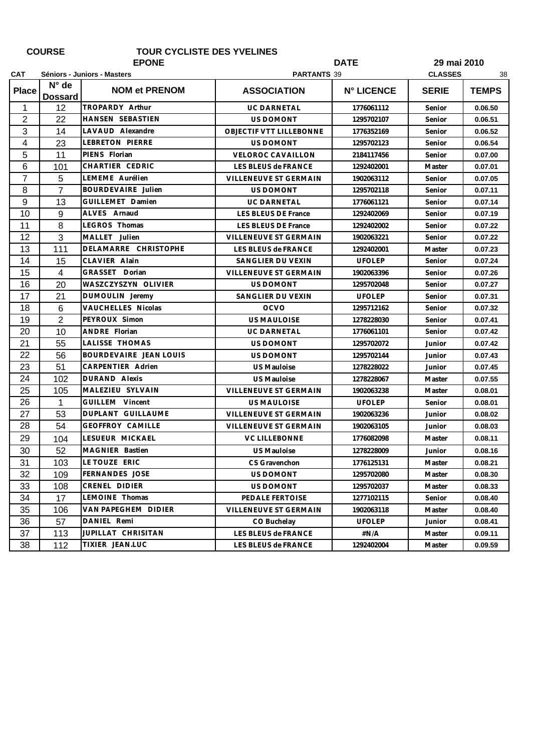| COURSE | TOUR CYCLISTE DES YVELINES | | | | | |
|---|---|---|---|---|---|---|
| | EPONE | | DATE | 29 mai 2010 | | |
| CAT | Séniors - Juniors - Masters | | PARTANTS 39 | | CLASSES | 38 |

| Place | N° de Dossard | NOM et PRENOM | ASSOCIATION | N° LICENCE | SERIE | TEMPS |
|---|---|---|---|---|---|---|
| 1 | 12 | TROPARDY Arthur | UC DARNETAL | 1776061112 | Senior | 0.06.50 |
| 2 | 22 | HANSEN SEBASTIEN | US DOMONT | 1295702107 | Senior | 0.06.51 |
| 3 | 14 | LAVAUD Alexandre | OBJECTIF VTT LILLEBONNE | 1776352169 | Senior | 0.06.52 |
| 4 | 23 | LEBRETON PIERRE | US DOMONT | 1295702123 | Senior | 0.06.54 |
| 5 | 11 | PIENS Florian | VELOROC CAVAILLON | 2184117456 | Senior | 0.07.00 |
| 6 | 101 | CHARTIER CEDRIC | LES BLEUS de FRANCE | 1292402001 | Master | 0.07.01 |
| 7 | 5 | LEMEME Aurélien | VILLENEUVE ST GERMAIN | 1902063112 | Senior | 0.07.05 |
| 8 | 7 | BOURDEVAIRE Julien | US DOMONT | 1295702118 | Senior | 0.07.11 |
| 9 | 13 | GUILLEMET Damien | UC DARNETAL | 1776061121 | Senior | 0.07.14 |
| 10 | 9 | ALVES Arnaud | LES BLEUS DE France | 1292402069 | Senior | 0.07.19 |
| 11 | 8 | LEGROS Thomas | LES BLEUS DE France | 1292402002 | Senior | 0.07.22 |
| 12 | 3 | MALLET Julien | VILLENEUVE ST GERMAIN | 1902063221 | Senior | 0.07.22 |
| 13 | 111 | DELAMARRE CHRISTOPHE | LES BLEUS de FRANCE | 1292402001 | Master | 0.07.23 |
| 14 | 15 | CLAVIER Alain | SANGLIER DU VEXIN | UFOLEP | Senior | 0.07.24 |
| 15 | 4 | GRASSET Dorian | VILLENEUVE ST GERMAIN | 1902063396 | Senior | 0.07.26 |
| 16 | 20 | WASZCZYSZYN OLIVIER | US DOMONT | 1295702048 | Senior | 0.07.27 |
| 17 | 21 | DUMOULIN Jeremy | SANGLIER DU VEXIN | UFOLEP | Senior | 0.07.31 |
| 18 | 6 | VAUCHELLES Nicolas | OCVO | 1295712162 | Senior | 0.07.32 |
| 19 | 2 | PEYROUX Simon | US MAULOISE | 1278228030 | Senior | 0.07.41 |
| 20 | 10 | ANDRE Florian | UC DARNETAL | 1776061101 | Senior | 0.07.42 |
| 21 | 55 | LALISSE THOMAS | US DOMONT | 1295702072 | Junior | 0.07.42 |
| 22 | 56 | BOURDEVAIRE JEAN LOUIS | US DOMONT | 1295702144 | Junior | 0.07.43 |
| 23 | 51 | CARPENTIER Adrien | US Mauloise | 1278228022 | Junior | 0.07.45 |
| 24 | 102 | DURAND Alexis | US Mauloise | 1278228067 | Master | 0.07.55 |
| 25 | 105 | MALEZIEU SYLVAIN | VILLENEUVE ST GERMAIN | 1902063238 | Master | 0.08.01 |
| 26 | 1 | GUILLEM Vincent | US MAULOISE | UFOLEP | Senior | 0.08.01 |
| 27 | 53 | DUPLANT GUILLAUME | VILLENEUVE ST GERMAIN | 1902063236 | Junior | 0.08.02 |
| 28 | 54 | GEOFFROY CAMILLE | VILLENEUVE ST GERMAIN | 1902063105 | Junior | 0.08.03 |
| 29 | 104 | LESUEUR MICKAEL | VC LILLEBONNE | 1776082098 | Master | 0.08.11 |
| 30 | 52 | MAGNIER Bastien | US Mauloise | 1278228009 | Junior | 0.08.16 |
| 31 | 103 | LE TOUZE ERIC | CS Gravenchon | 1776125131 | Master | 0.08.21 |
| 32 | 109 | FERNANDES JOSE | US DOMONT | 1295702080 | Master | 0.08.30 |
| 33 | 108 | CRENEL DIDIER | US DOMONT | 1295702037 | Master | 0.08.33 |
| 34 | 17 | LEMOINE Thomas | PEDALE FERTOISE | 1277102115 | Senior | 0.08.40 |
| 35 | 106 | VAN PAPEGHEM DIDIER | VILLENEUVE ST GERMAIN | 1902063118 | Master | 0.08.40 |
| 36 | 57 | DANIEL Remi | CO Buchelay | UFOLEP | Junior | 0.08.41 |
| 37 | 113 | JUPILLAT CHRISITAN | LES BLEUS de FRANCE | #N/A | Master | 0.09.11 |
| 38 | 112 | TIXIER JEAN.LUC | LES BLEUS de FRANCE | 1292402004 | Master | 0.09.59 |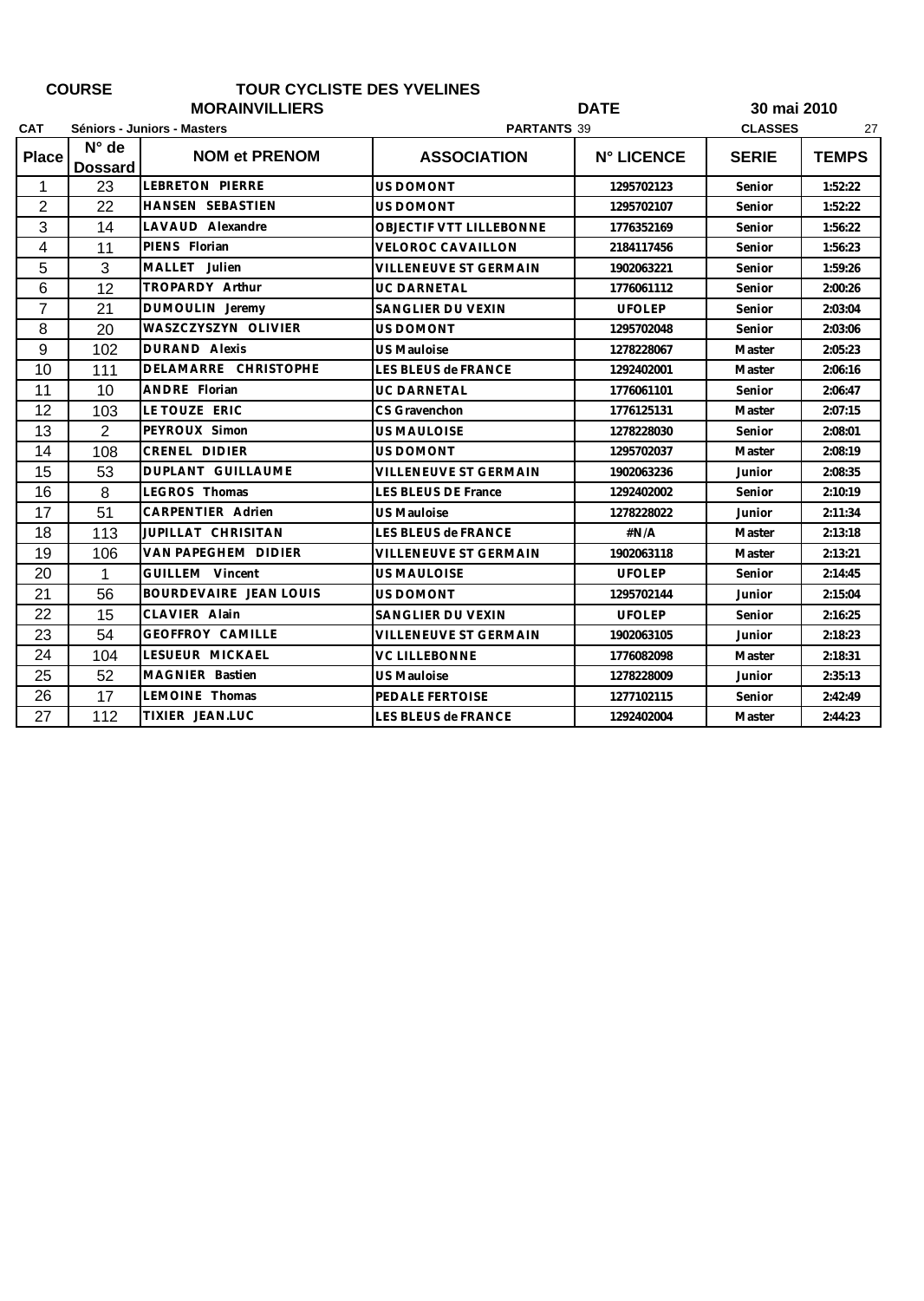**COURSE** **TOUR CYCLISTE DES YVELINES**

**MORAINVILLIERS** **DATE** **30 mai 2010**

**CAT** **Séniors - Juniors - Masters** **PARTANTS** 39 **CLASSES** 27

| Place | N° de Dossard | NOM et PRENOM | ASSOCIATION | N° LICENCE | SERIE | TEMPS |
|---|---|---|---|---|---|---|
| 1 | 23 | LEBRETON PIERRE | US DOMONT | 1295702123 | Senior | 1:52:22 |
| 2 | 22 | HANSEN SEBASTIEN | US DOMONT | 1295702107 | Senior | 1:52:22 |
| 3 | 14 | LAVAUD Alexandre | OBJECTIF VTT LILLEBONNE | 1776352169 | Senior | 1:56:22 |
| 4 | 11 | PIENS Florian | VELOROC CAVAILLON | 2184117456 | Senior | 1:56:23 |
| 5 | 3 | MALLET Julien | VILLENEUVE ST GERMAIN | 1902063221 | Senior | 1:59:26 |
| 6 | 12 | TROPARDY Arthur | UC DARNETAL | 1776061112 | Senior | 2:00:26 |
| 7 | 21 | DUMOULIN Jeremy | SANGLIER DU VEXIN | UFOLEP | Senior | 2:03:04 |
| 8 | 20 | WASZCZYSZYN OLIVIER | US DOMONT | 1295702048 | Senior | 2:03:06 |
| 9 | 102 | DURAND Alexis | US Mauloise | 1278228067 | Master | 2:05:23 |
| 10 | 111 | DELAMARRE CHRISTOPHE | LES BLEUS de FRANCE | 1292402001 | Master | 2:06:16 |
| 11 | 10 | ANDRE Florian | UC DARNETAL | 1776061101 | Senior | 2:06:47 |
| 12 | 103 | LE TOUZE ERIC | CS Gravenchon | 1776125131 | Master | 2:07:15 |
| 13 | 2 | PEYROUX Simon | US MAULOISE | 1278228030 | Senior | 2:08:01 |
| 14 | 108 | CRENEL DIDIER | US DOMONT | 1295702037 | Master | 2:08:19 |
| 15 | 53 | DUPLANT GUILLAUME | VILLENEUVE ST GERMAIN | 1902063236 | Junior | 2:08:35 |
| 16 | 8 | LEGROS Thomas | LES BLEUS DE France | 1292402002 | Senior | 2:10:19 |
| 17 | 51 | CARPENTIER Adrien | US Mauloise | 1278228022 | Junior | 2:11:34 |
| 18 | 113 | JUPILLAT CHRISITAN | LES BLEUS de FRANCE | #N/A | Master | 2:13:18 |
| 19 | 106 | VAN PAPEGHEM DIDIER | VILLENEUVE ST GERMAIN | 1902063118 | Master | 2:13:21 |
| 20 | 1 | GUILLEM Vincent | US MAULOISE | UFOLEP | Senior | 2:14:45 |
| 21 | 56 | BOURDEVAIRE JEAN LOUIS | US DOMONT | 1295702144 | Junior | 2:15:04 |
| 22 | 15 | CLAVIER Alain | SANGLIER DU VEXIN | UFOLEP | Senior | 2:16:25 |
| 23 | 54 | GEOFFROY CAMILLE | VILLENEUVE ST GERMAIN | 1902063105 | Junior | 2:18:23 |
| 24 | 104 | LESUEUR MICKAEL | VC LILLEBONNE | 1776082098 | Master | 2:18:31 |
| 25 | 52 | MAGNIER Bastien | US Mauloise | 1278228009 | Junior | 2:35:13 |
| 26 | 17 | LEMOINE Thomas | PEDALE FERTOISE | 1277102115 | Senior | 2:42:49 |
| 27 | 112 | TIXIER JEAN.LUC | LES BLEUS de FRANCE | 1292402004 | Master | 2:44:23 |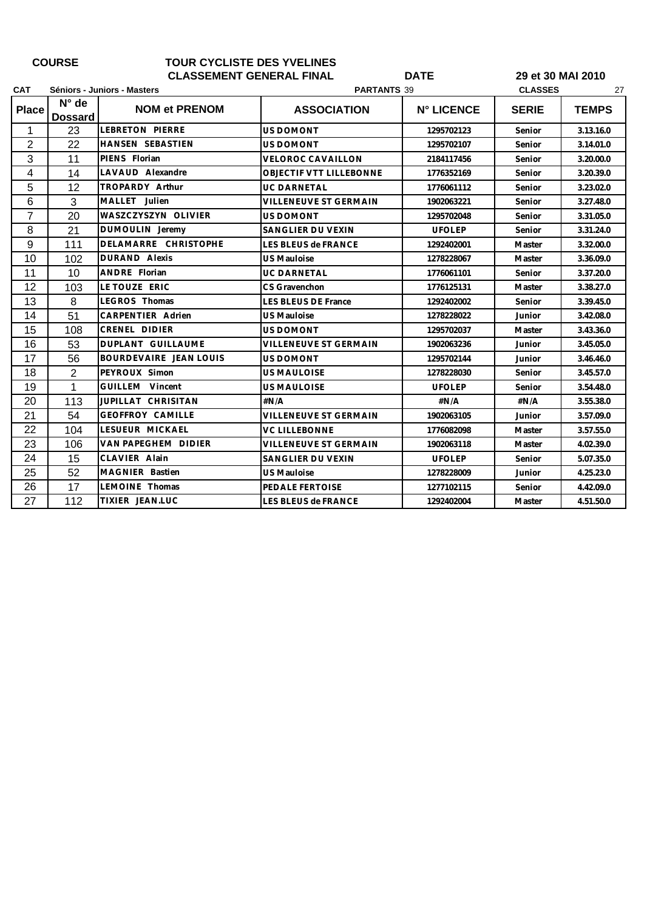**COURSE** **TOUR CYCLISTE DES YVELINES**

**CLASSEMENT GENERAL FINAL** **DATE** **29 et 30 MAI 2010**

**CAT** **Séniors - Juniors - Masters** **PARTANTS** 39 **CLASSES** 27

| Place | N° de Dossard | NOM et PRENOM | ASSOCIATION | N° LICENCE | SERIE | TEMPS |
|---|---|---|---|---|---|---|
| 1 | 23 | LEBRETON PIERRE | US DOMONT | 1295702123 | Senior | 3.13.16.0 |
| 2 | 22 | HANSEN SEBASTIEN | US DOMONT | 1295702107 | Senior | 3.14.01.0 |
| 3 | 11 | PIENS Florian | VELOROC CAVAILLON | 2184117456 | Senior | 3.20.00.0 |
| 4 | 14 | LAVAUD Alexandre | OBJECTIF VTT LILLEBONNE | 1776352169 | Senior | 3.20.39.0 |
| 5 | 12 | TROPARDY Arthur | UC DARNETAL | 1776061112 | Senior | 3.23.02.0 |
| 6 | 3 | MALLET Julien | VILLENEUVE ST GERMAIN | 1902063221 | Senior | 3.27.48.0 |
| 7 | 20 | WASZCZYSZYN OLIVIER | US DOMONT | 1295702048 | Senior | 3.31.05.0 |
| 8 | 21 | DUMOULIN Jeremy | SANGLIER DU VEXIN | UFOLEP | Senior | 3.31.24.0 |
| 9 | 111 | DELAMARRE CHRISTOPHE | LES BLEUS de FRANCE | 1292402001 | Master | 3.32.00.0 |
| 10 | 102 | DURAND Alexis | US Mauloise | 1278228067 | Master | 3.36.09.0 |
| 11 | 10 | ANDRE Florian | UC DARNETAL | 1776061101 | Senior | 3.37.20.0 |
| 12 | 103 | LE TOUZE ERIC | CS Gravenchon | 1776125131 | Master | 3.38.27.0 |
| 13 | 8 | LEGROS Thomas | LES BLEUS DE France | 1292402002 | Senior | 3.39.45.0 |
| 14 | 51 | CARPENTIER Adrien | US Mauloise | 1278228022 | Junior | 3.42.08.0 |
| 15 | 108 | CRENEL DIDIER | US DOMONT | 1295702037 | Master | 3.43.36.0 |
| 16 | 53 | DUPLANT GUILLAUME | VILLENEUVE ST GERMAIN | 1902063236 | Junior | 3.45.05.0 |
| 17 | 56 | BOURDEVAIRE JEAN LOUIS | US DOMONT | 1295702144 | Junior | 3.46.46.0 |
| 18 | 2 | PEYROUX Simon | US MAULOISE | 1278228030 | Senior | 3.45.57.0 |
| 19 | 1 | GUILLEM Vincent | US MAULOISE | UFOLEP | Senior | 3.54.48.0 |
| 20 | 113 | JUPILLAT CHRISITAN | #N/A | #N/A | #N/A | 3.55.38.0 |
| 21 | 54 | GEOFFROY CAMILLE | VILLENEUVE ST GERMAIN | 1902063105 | Junior | 3.57.09.0 |
| 22 | 104 | LESUEUR MICKAEL | VC LILLEBONNE | 1776082098 | Master | 3.57.55.0 |
| 23 | 106 | VAN PAPEGHEM DIDIER | VILLENEUVE ST GERMAIN | 1902063118 | Master | 4.02.39.0 |
| 24 | 15 | CLAVIER Alain | SANGLIER DU VEXIN | UFOLEP | Senior | 5.07.35.0 |
| 25 | 52 | MAGNIER Bastien | US Mauloise | 1278228009 | Junior | 4.25.23.0 |
| 26 | 17 | LEMOINE Thomas | PEDALE FERTOISE | 1277102115 | Senior | 4.42.09.0 |
| 27 | 112 | TIXIER JEAN.LUC | LES BLEUS de FRANCE | 1292402004 | Master | 4.51.50.0 |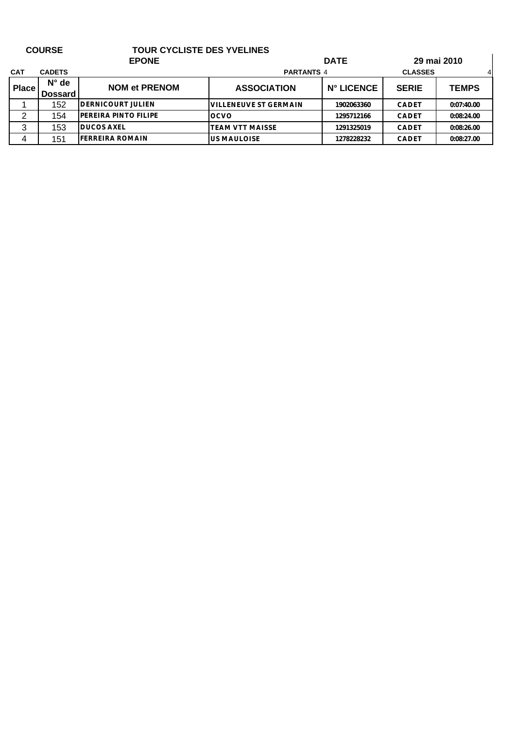**COURSE** **TOUR CYCLISTE DES YVELINES**

**EPONE** **DATE** **29 mai 2010**

**CAT** **CADETS** **PARTANTS** 4 **CLASSES** 4

| Place | N° de Dossard | NOM et PRENOM | ASSOCIATION | N° LICENCE | SERIE | TEMPS |
|---|---|---|---|---|---|---|
| 1 | 152 | DERNICOURT JULIEN | VILLENEUVE ST GERMAIN | 1902063360 | CADET | 0:07:40.00 |
| 2 | 154 | PEREIRA PINTO FILIPE | OCVO | 1295712166 | CADET | 0:08:24.00 |
| 3 | 153 | DUCOS AXEL | TEAM VTT MAISSE | 1291325019 | CADET | 0:08:26.00 |
| 4 | 151 | FERREIRA ROMAIN | US MAULOISE | 1278228232 | CADET | 0:08:27.00 |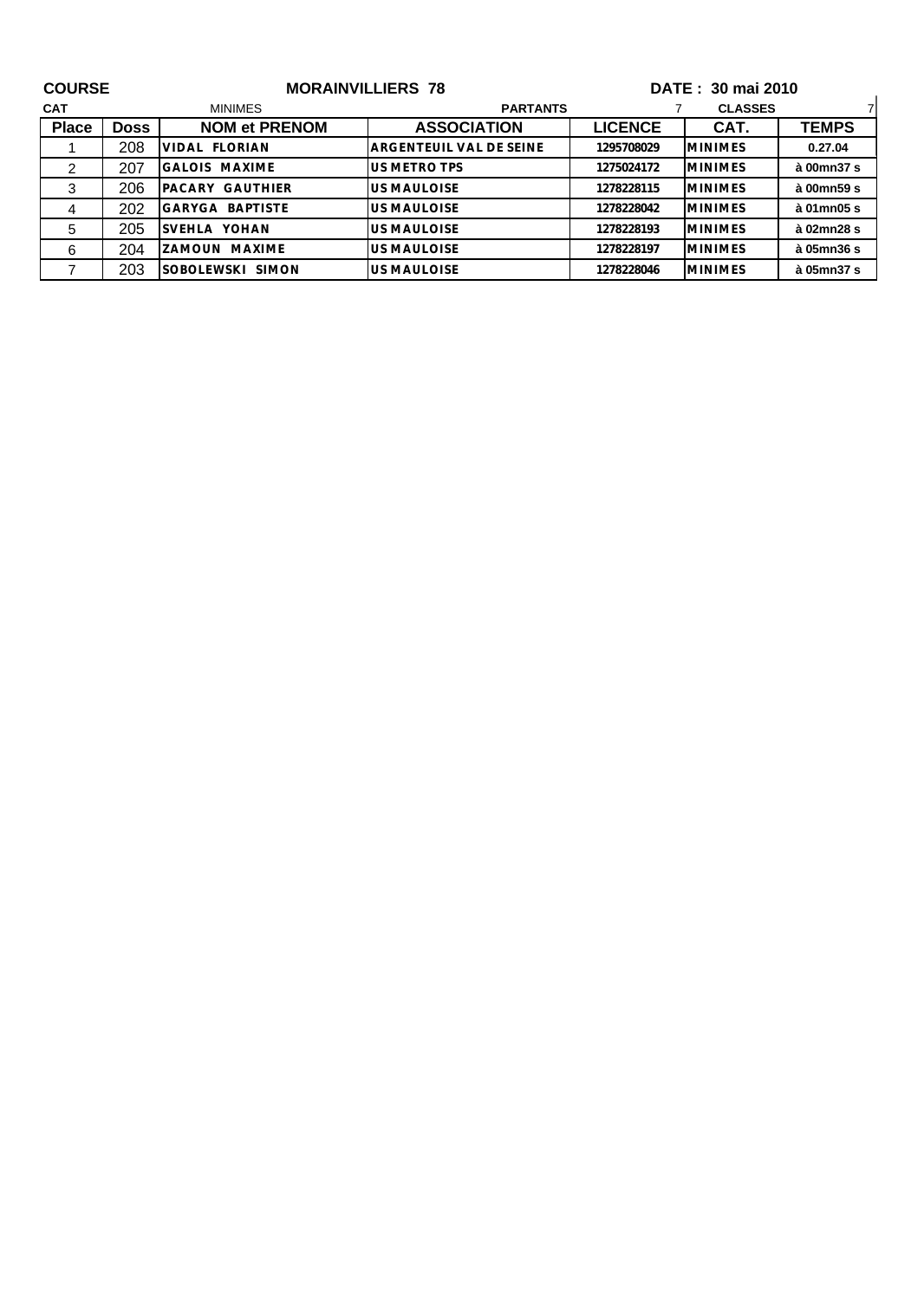**COURSE** **MORAINVILLIERS 78** **DATE : 30 mai 2010**

| CAT | | MINIMES | PARTANTS | 7 | CLASSES | 7 |
|---|---|---|---|---|---|---|
| **Place** | **Doss** | **NOM et PRENOM** | **ASSOCIATION** | **LICENCE** | **CAT.** | **TEMPS** |
| 1 | 208 | VIDAL FLORIAN | ARGENTEUIL VAL DE SEINE | 1295708029 | MINIMES | 0.27.04 |
| 2 | 207 | GALOIS MAXIME | US METRO TPS | 1275024172 | MINIMES | à 00mn37 s |
| 3 | 206 | PACARY GAUTHIER | US MAULOISE | 1278228115 | MINIMES | à 00mn59 s |
| 4 | 202 | GARYGA BAPTISTE | US MAULOISE | 1278228042 | MINIMES | à 01mn05 s |
| 5 | 205 | SVEHLA YOHAN | US MAULOISE | 1278228193 | MINIMES | à 02mn28 s |
| 6 | 204 | ZAMOUN MAXIME | US MAULOISE | 1278228197 | MINIMES | à 05mn36 s |
| 7 | 203 | SOBOLEWSKI SIMON | US MAULOISE | 1278228046 | MINIMES | à 05mn37 s |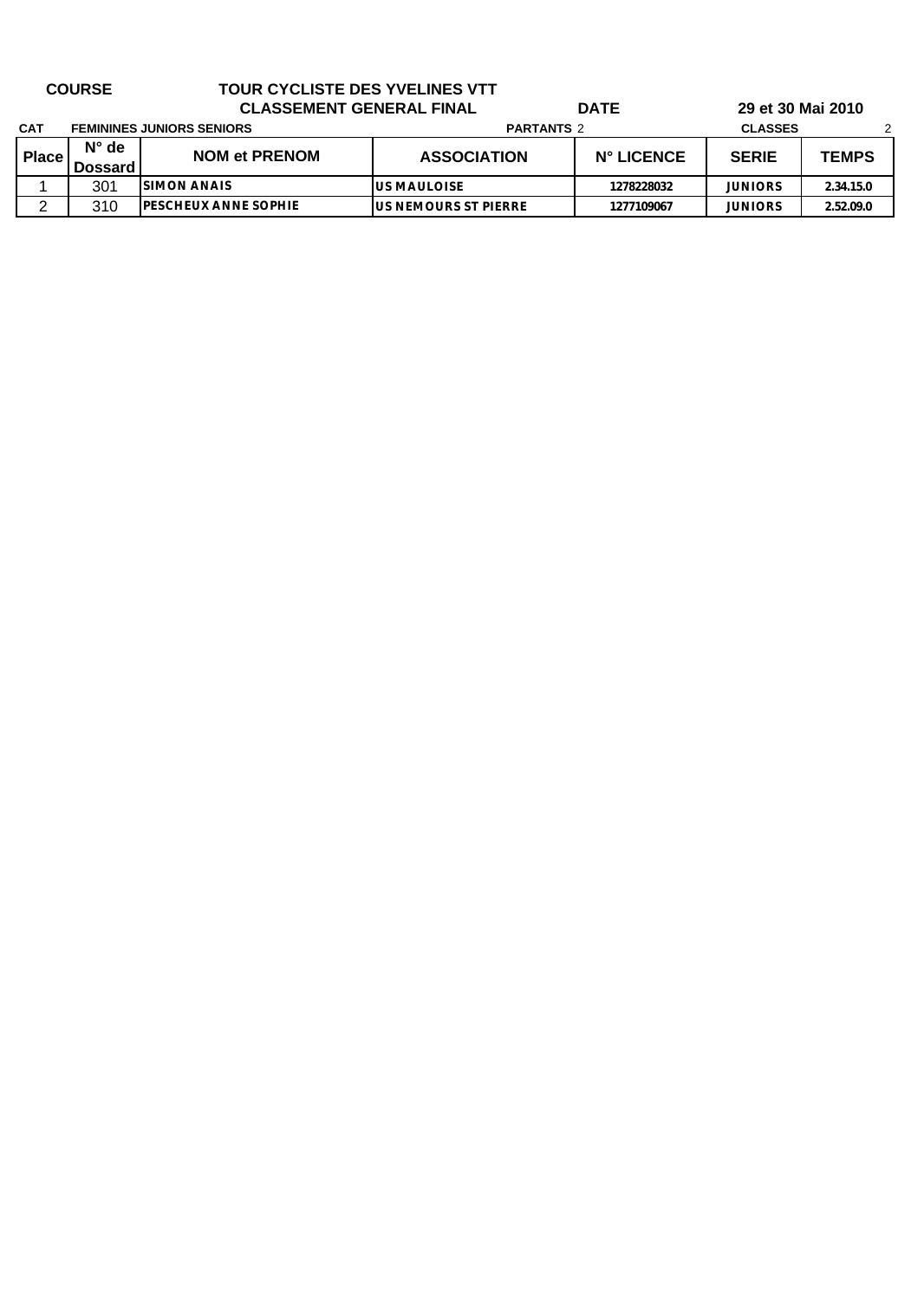**COURSE** **TOUR CYCLISTE DES YVELINES VTT**

**CLASSEMENT GENERAL FINAL** **DATE** **29 et 30 Mai 2010**

**CAT** **FEMININES JUNIORS SENIORS** **PARTANTS** 2 **CLASSES** 2

| Place | N° de Dossard | NOM et PRENOM | ASSOCIATION | N° LICENCE | SERIE | TEMPS |
|---|---|---|---|---|---|---|
| 1 | 301 | SIMON ANAIS | US MAULOISE | 1278228032 | JUNIORS | 2.34.15.0 |
| 2 | 310 | PESCHEUX ANNE SOPHIE | US NEMOURS ST PIERRE | 1277109067 | JUNIORS | 2.52.09.0 |